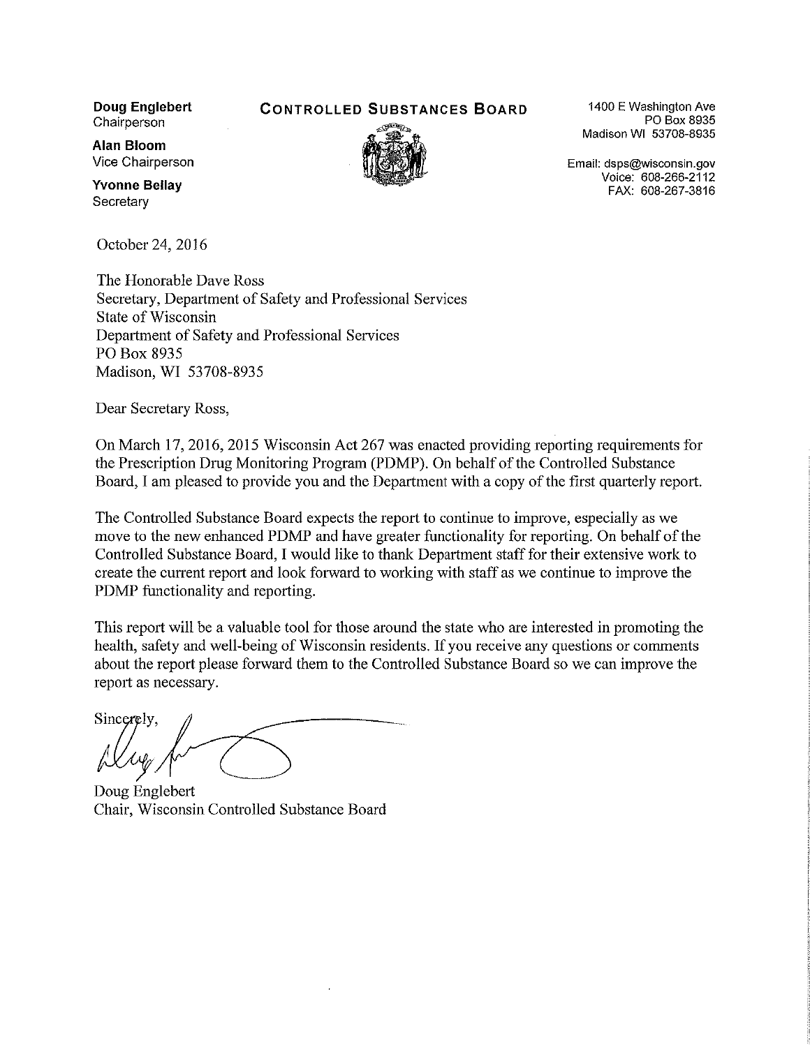**Doug Englebert**
Chairperson

**Alan Bloom**
Vice Chairperson

**Yvonne Bellay**
Secretary

**CONTROLLED SUBSTANCES BOARD**

1400 E Washington Ave
PO Box 8935
Madison WI 53708-8935

Email: dsps@wisconsin.gov
Voice: 608-266-2112
FAX: 608-267-3816

October 24, 2016

The Honorable Dave Ross
Secretary, Department of Safety and Professional Services
State of Wisconsin
Department of Safety and Professional Services
PO Box 8935
Madison, WI 53708-8935

Dear Secretary Ross,

On March 17, 2016, 2015 Wisconsin Act 267 was enacted providing reporting requirements for the Prescription Drug Monitoring Program (PDMP). On behalf of the Controlled Substance Board, I am pleased to provide you and the Department with a copy of the first quarterly report.

The Controlled Substance Board expects the report to continue to improve, especially as we move to the new enhanced PDMP and have greater functionality for reporting. On behalf of the Controlled Substance Board, I would like to thank Department staff for their extensive work to create the current report and look forward to working with staff as we continue to improve the PDMP functionality and reporting.

This report will be a valuable tool for those around the state who are interested in promoting the health, safety and well-being of Wisconsin residents. If you receive any questions or comments about the report please forward them to the Controlled Substance Board so we can improve the report as necessary.

Sincerely,

Doug Englebert
Chair, Wisconsin Controlled Substance Board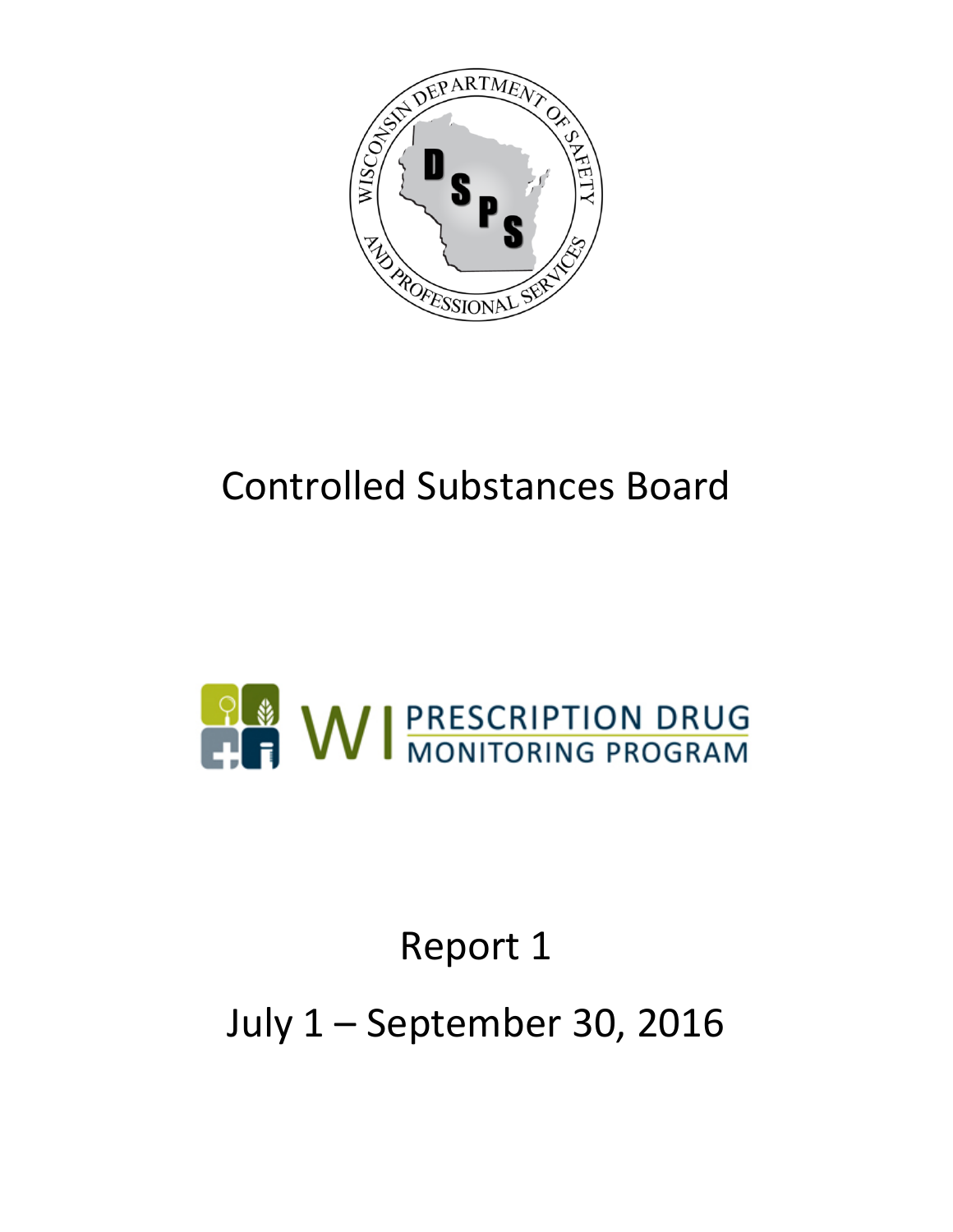# Controlled Substances Board

# Report 1

# July 1 – September 30, 2016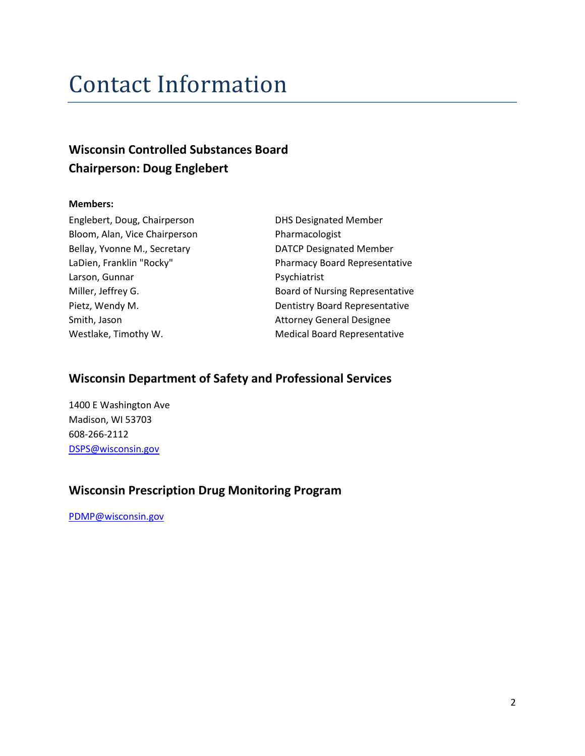# Contact Information

### Wisconsin Controlled Substances Board
### Chairperson: Doug Englebert

**Members:**

| | |
|---|---|
| Englebert, Doug, Chairperson | DHS Designated Member |
| Bloom, Alan, Vice Chairperson | Pharmacologist |
| Bellay, Yvonne M., Secretary | DATCP Designated Member |
| LaDien, Franklin "Rocky" | Pharmacy Board Representative |
| Larson, Gunnar | Psychiatrist |
| Miller, Jeffrey G. | Board of Nursing Representative |
| Pietz, Wendy M. | Dentistry Board Representative |
| Smith, Jason | Attorney General Designee |
| Westlake, Timothy W. | Medical Board Representative |

### Wisconsin Department of Safety and Professional Services

1400 E Washington Ave
Madison, WI 53703
608-266-2112
DSPS@wisconsin.gov

### Wisconsin Prescription Drug Monitoring Program

PDMP@wisconsin.gov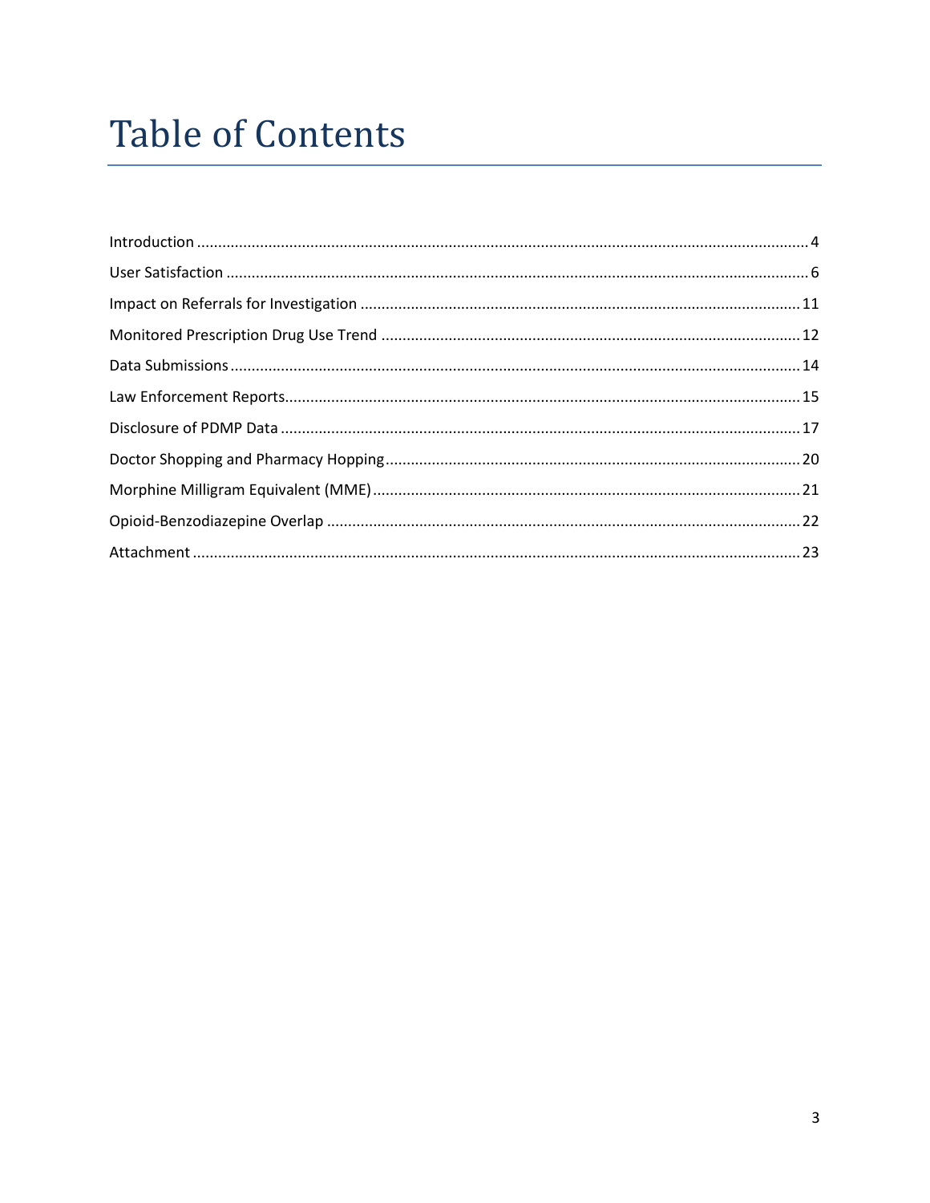# Table of Contents

Introduction ........................................................................................................................................ 4

User Satisfaction ................................................................................................................................ 6

Impact on Referrals for Investigation ............................................................................................... 11

Monitored Prescription Drug Use Trend ........................................................................................... 12

Data Submissions .............................................................................................................................. 14

Law Enforcement Reports.................................................................................................................. 15

Disclosure of PDMP Data .................................................................................................................. 17

Doctor Shopping and Pharmacy Hopping.......................................................................................... 20

Morphine Milligram Equivalent (MME).............................................................................................. 21

Opioid-Benzodiazepine Overlap ........................................................................................................ 22

Attachment ........................................................................................................................................ 23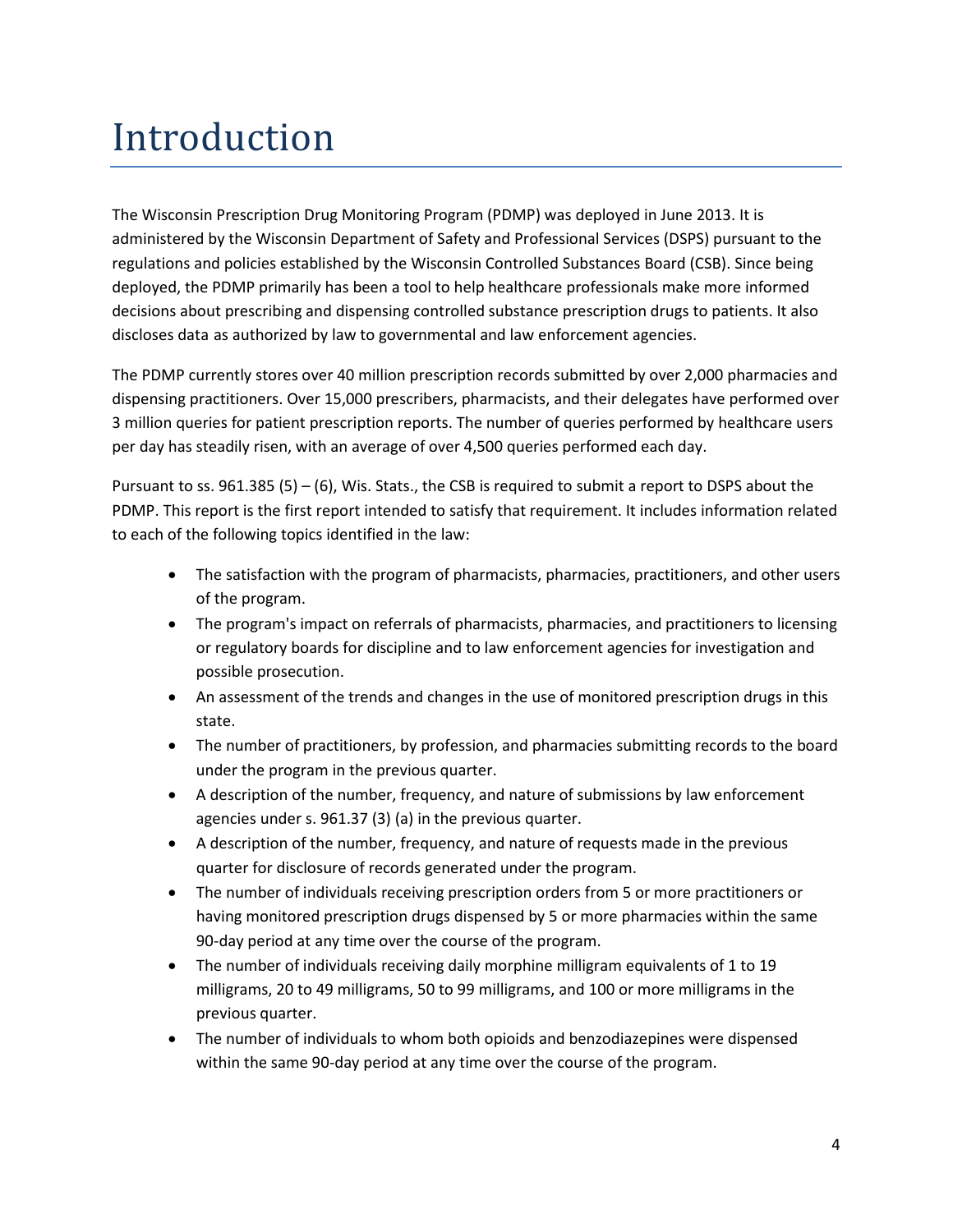# Introduction

The Wisconsin Prescription Drug Monitoring Program (PDMP) was deployed in June 2013. It is administered by the Wisconsin Department of Safety and Professional Services (DSPS) pursuant to the regulations and policies established by the Wisconsin Controlled Substances Board (CSB). Since being deployed, the PDMP primarily has been a tool to help healthcare professionals make more informed decisions about prescribing and dispensing controlled substance prescription drugs to patients. It also discloses data as authorized by law to governmental and law enforcement agencies.

The PDMP currently stores over 40 million prescription records submitted by over 2,000 pharmacies and dispensing practitioners. Over 15,000 prescribers, pharmacists, and their delegates have performed over 3 million queries for patient prescription reports. The number of queries performed by healthcare users per day has steadily risen, with an average of over 4,500 queries performed each day.

Pursuant to ss. 961.385 (5) – (6), Wis. Stats., the CSB is required to submit a report to DSPS about the PDMP. This report is the first report intended to satisfy that requirement. It includes information related to each of the following topics identified in the law:

- The satisfaction with the program of pharmacists, pharmacies, practitioners, and other users of the program.
- The program's impact on referrals of pharmacists, pharmacies, and practitioners to licensing or regulatory boards for discipline and to law enforcement agencies for investigation and possible prosecution.
- An assessment of the trends and changes in the use of monitored prescription drugs in this state.
- The number of practitioners, by profession, and pharmacies submitting records to the board under the program in the previous quarter.
- A description of the number, frequency, and nature of submissions by law enforcement agencies under s. 961.37 (3) (a) in the previous quarter.
- A description of the number, frequency, and nature of requests made in the previous quarter for disclosure of records generated under the program.
- The number of individuals receiving prescription orders from 5 or more practitioners or having monitored prescription drugs dispensed by 5 or more pharmacies within the same 90-day period at any time over the course of the program.
- The number of individuals receiving daily morphine milligram equivalents of 1 to 19 milligrams, 20 to 49 milligrams, 50 to 99 milligrams, and 100 or more milligrams in the previous quarter.
- The number of individuals to whom both opioids and benzodiazepines were dispensed within the same 90-day period at any time over the course of the program.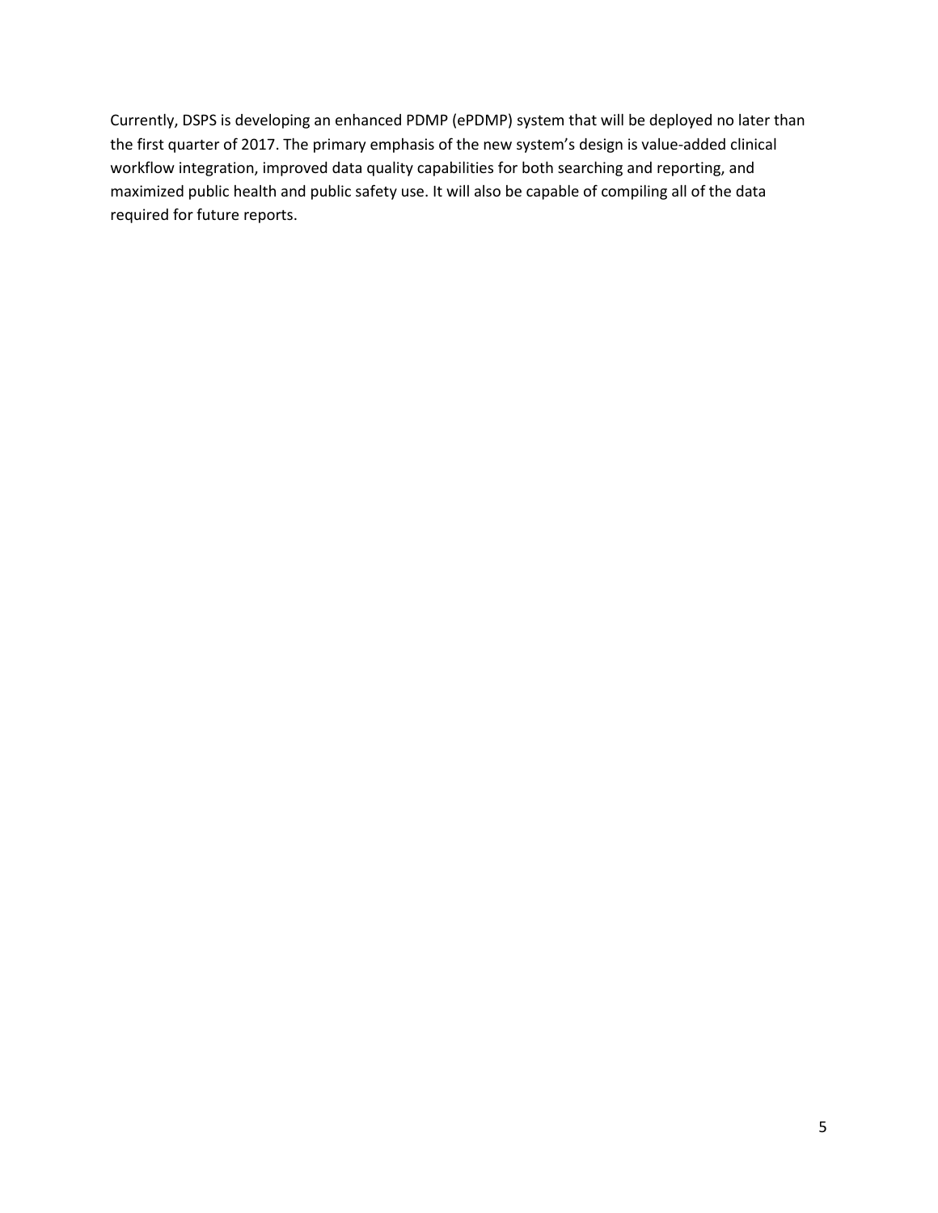Currently, DSPS is developing an enhanced PDMP (ePDMP) system that will be deployed no later than the first quarter of 2017. The primary emphasis of the new system's design is value-added clinical workflow integration, improved data quality capabilities for both searching and reporting, and maximized public health and public safety use. It will also be capable of compiling all of the data required for future reports.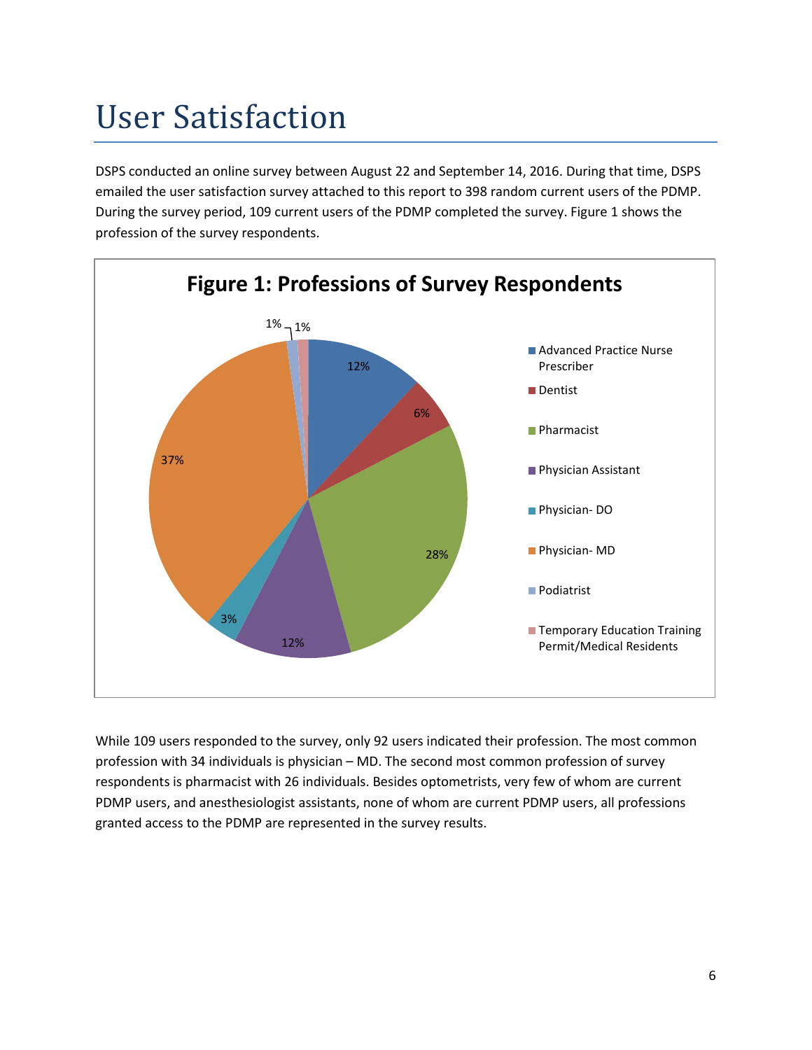# User Satisfaction

DSPS conducted an online survey between August 22 and September 14, 2016. During that time, DSPS emailed the user satisfaction survey attached to this report to 398 random current users of the PDMP. During the survey period, 109 current users of the PDMP completed the survey. Figure 1 shows the profession of the survey respondents.

**Figure 1: Professions of Survey Respondents**

| Profession | Percent |
|---|---|
| Advanced Practice Nurse Prescriber | 12% |
| Dentist | 6% |
| Pharmacist | 28% |
| Physician Assistant | 12% |
| Physician- DO | 3% |
| Physician- MD | 37% |
| Podiatrist | 1% |
| Temporary Education Training Permit/Medical Residents | 1% |

While 109 users responded to the survey, only 92 users indicated their profession. The most common profession with 34 individuals is physician – MD. The second most common profession of survey respondents is pharmacist with 26 individuals. Besides optometrists, very few of whom are current PDMP users, and anesthesiologist assistants, none of whom are current PDMP users, all professions granted access to the PDMP are represented in the survey results.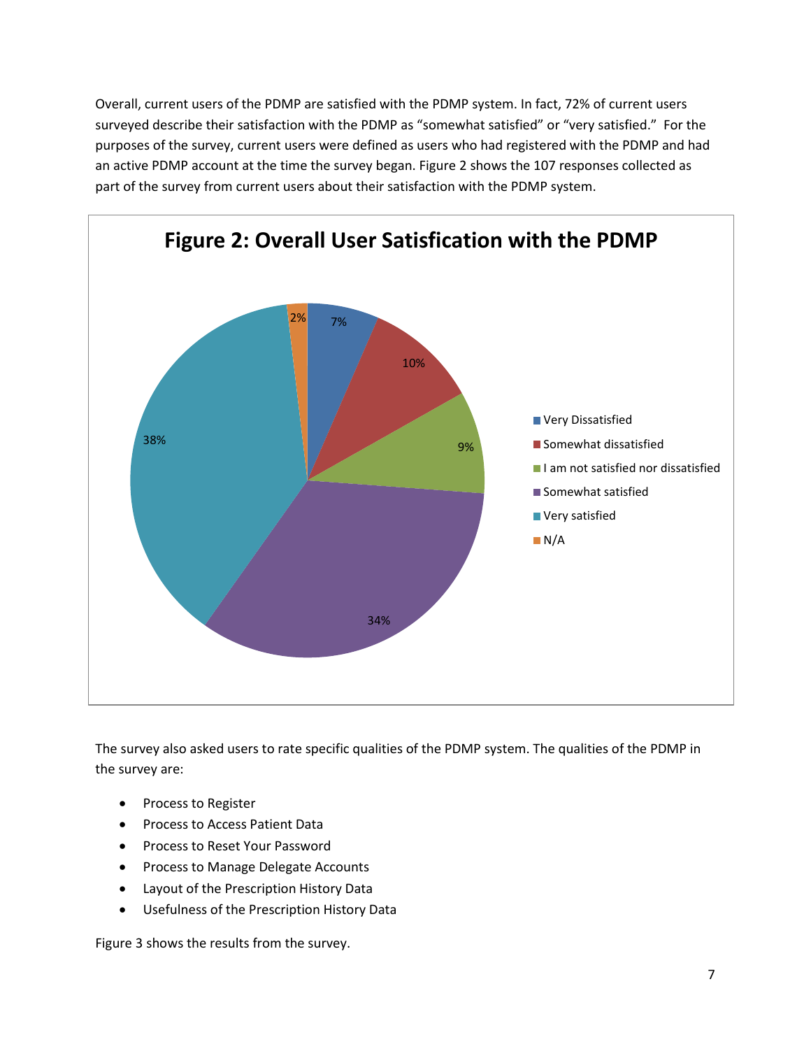Overall, current users of the PDMP are satisfied with the PDMP system. In fact, 72% of current users surveyed describe their satisfaction with the PDMP as "somewhat satisfied" or "very satisfied." For the purposes of the survey, current users were defined as users who had registered with the PDMP and had an active PDMP account at the time the survey began. Figure 2 shows the 107 responses collected as part of the survey from current users about their satisfaction with the PDMP system.

**Figure 2: Overall User Satisfication with the PDMP**

| Response | Percentage |
| --- | --- |
| Very Dissatisfied | 7% |
| Somewhat dissatisfied | 10% |
| I am not satisfied nor dissatisfied | 9% |
| Somewhat satisfied | 34% |
| Very satisfied | 38% |
| N/A | 2% |

The survey also asked users to rate specific qualities of the PDMP system. The qualities of the PDMP in the survey are:

- Process to Register
- Process to Access Patient Data
- Process to Reset Your Password
- Process to Manage Delegate Accounts
- Layout of the Prescription History Data
- Usefulness of the Prescription History Data

Figure 3 shows the results from the survey.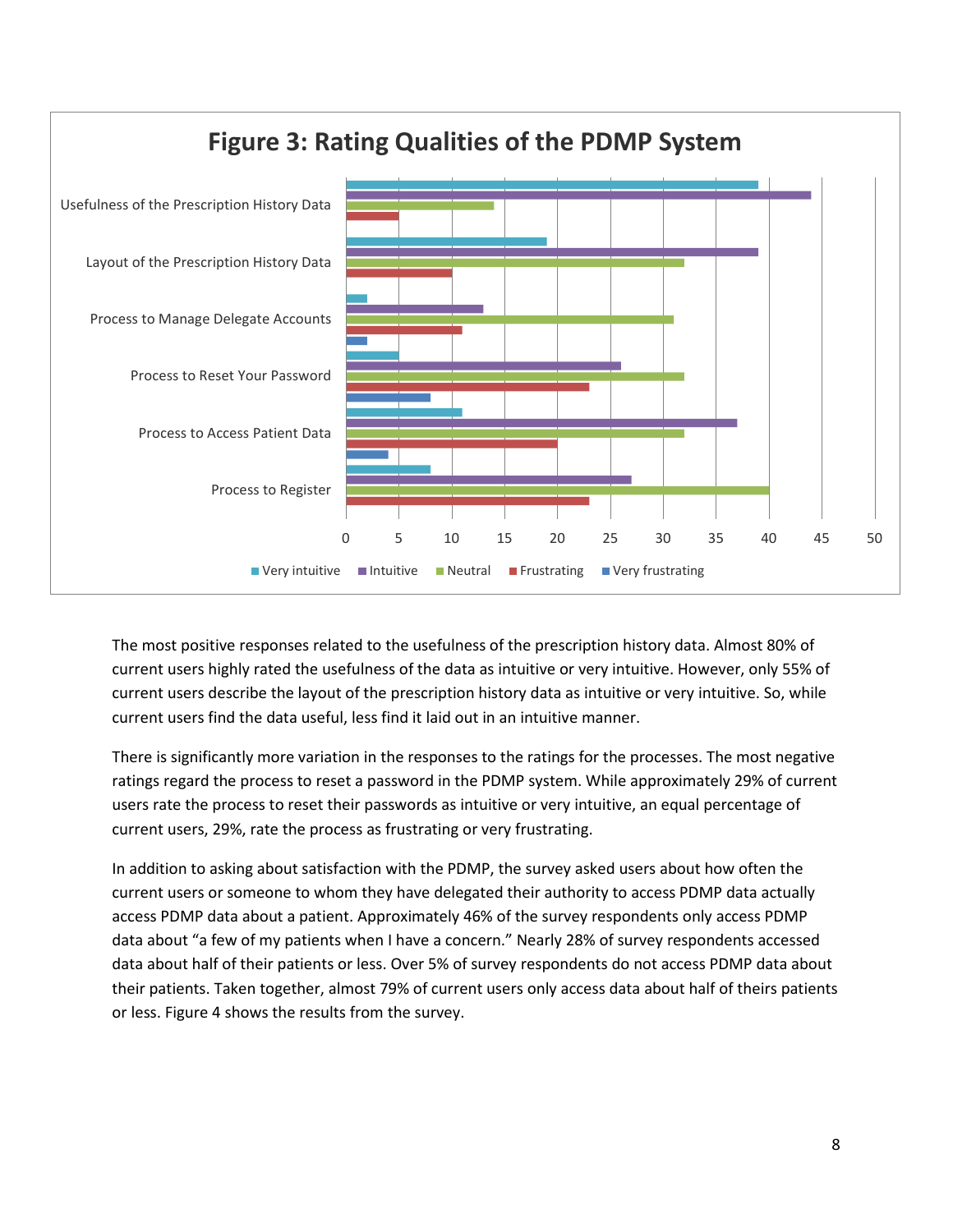**Figure 3: Rating Qualities of the PDMP System**

The most positive responses related to the usefulness of the prescription history data. Almost 80% of current users highly rated the usefulness of the data as intuitive or very intuitive. However, only 55% of current users describe the layout of the prescription history data as intuitive or very intuitive. So, while current users find the data useful, less find it laid out in an intuitive manner.

There is significantly more variation in the responses to the ratings for the processes. The most negative ratings regard the process to reset a password in the PDMP system. While approximately 29% of current users rate the process to reset their passwords as intuitive or very intuitive, an equal percentage of current users, 29%, rate the process as frustrating or very frustrating.

In addition to asking about satisfaction with the PDMP, the survey asked users about how often the current users or someone to whom they have delegated their authority to access PDMP data actually access PDMP data about a patient. Approximately 46% of the survey respondents only access PDMP data about "a few of my patients when I have a concern." Nearly 28% of survey respondents accessed data about half of their patients or less. Over 5% of survey respondents do not access PDMP data about their patients. Taken together, almost 79% of current users only access data about half of theirs patients or less. Figure 4 shows the results from the survey.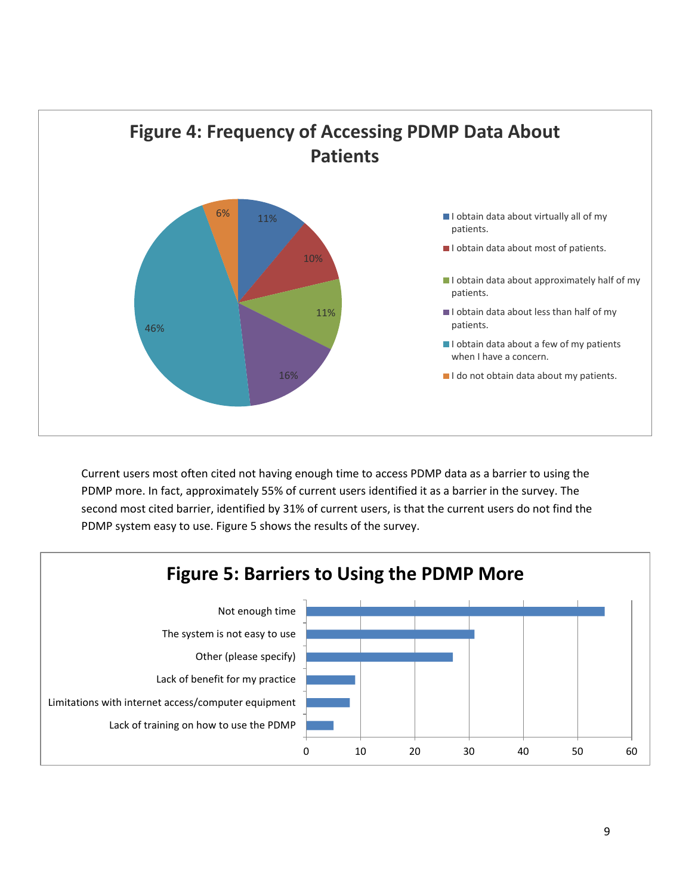## Figure 4: Frequency of Accessing PDMP Data About Patients

| Response | Percent |
| --- | --- |
| I obtain data about virtually all of my patients. | 11% |
| I obtain data about most of patients. | 10% |
| I obtain data about approximately half of my patients. | 11% |
| I obtain data about less than half of my patients. | 16% |
| I obtain data about a few of my patients when I have a concern. | 46% |
| I do not obtain data about my patients. | 6% |

Current users most often cited not having enough time to access PDMP data as a barrier to using the PDMP more. In fact, approximately 55% of current users identified it as a barrier in the survey. The second most cited barrier, identified by 31% of current users, is that the current users do not find the PDMP system easy to use. Figure 5 shows the results of the survey.

## Figure 5: Barriers to Using the PDMP More

- Not enough time
- The system is not easy to use
- Other (please specify)
- Lack of benefit for my practice
- Limitations with internet access/computer equipment
- Lack of training on how to use the PDMP

(Horizontal axis: 0, 10, 20, 30, 40, 50, 60)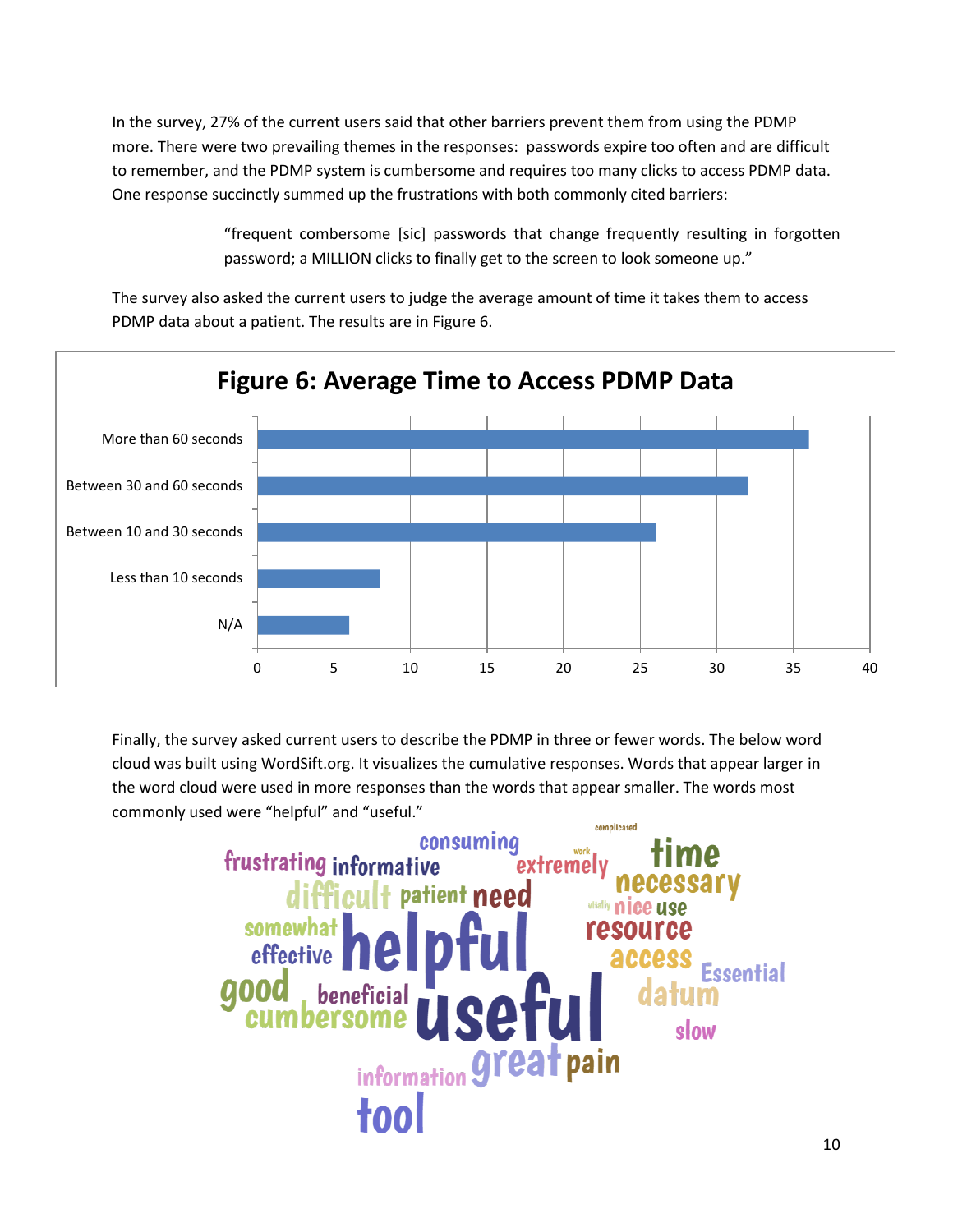In the survey, 27% of the current users said that other barriers prevent them from using the PDMP more. There were two prevailing themes in the responses: passwords expire too often and are difficult to remember, and the PDMP system is cumbersome and requires too many clicks to access PDMP data. One response succinctly summed up the frustrations with both commonly cited barriers:

> "frequent combersome [sic] passwords that change frequently resulting in forgotten password; a MILLION clicks to finally get to the screen to look someone up."

The survey also asked the current users to judge the average amount of time it takes them to access PDMP data about a patient. The results are in Figure 6.

**Figure 6: Average Time to Access PDMP Data**

| Response | Count |
|---|---|
| More than 60 seconds | 36 |
| Between 30 and 60 seconds | 32 |
| Between 10 and 30 seconds | 26 |
| Less than 10 seconds | 8 |
| N/A | 6 |

Finally, the survey asked current users to describe the PDMP in three or fewer words. The below word cloud was built using WordSift.org. It visualizes the cumulative responses. Words that appear larger in the word cloud were used in more responses than the words that appear smaller. The words most commonly used were "helpful" and "useful."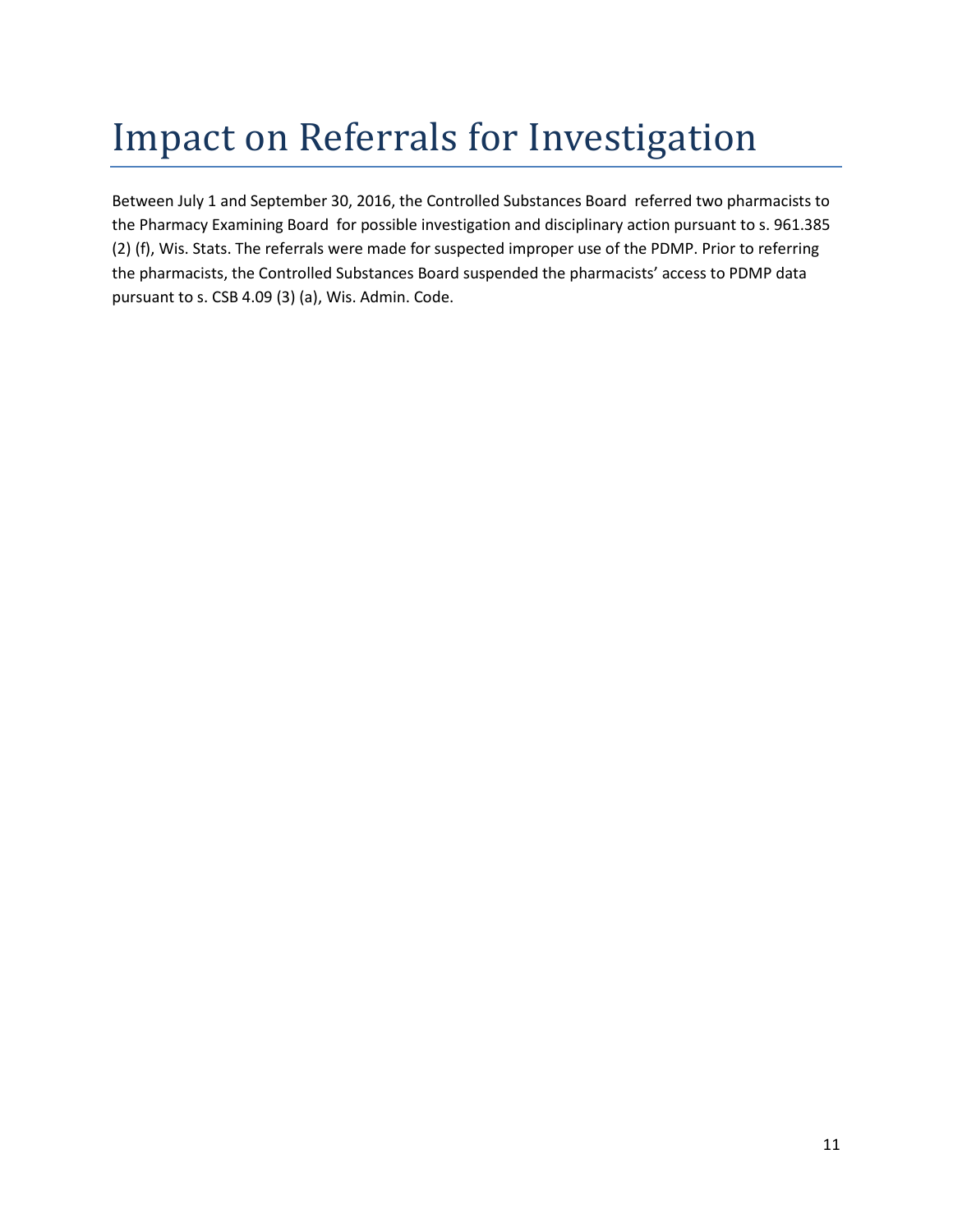# Impact on Referrals for Investigation

Between July 1 and September 30, 2016, the Controlled Substances Board referred two pharmacists to the Pharmacy Examining Board for possible investigation and disciplinary action pursuant to s. 961.385 (2) (f), Wis. Stats. The referrals were made for suspected improper use of the PDMP. Prior to referring the pharmacists, the Controlled Substances Board suspended the pharmacists' access to PDMP data pursuant to s. CSB 4.09 (3) (a), Wis. Admin. Code.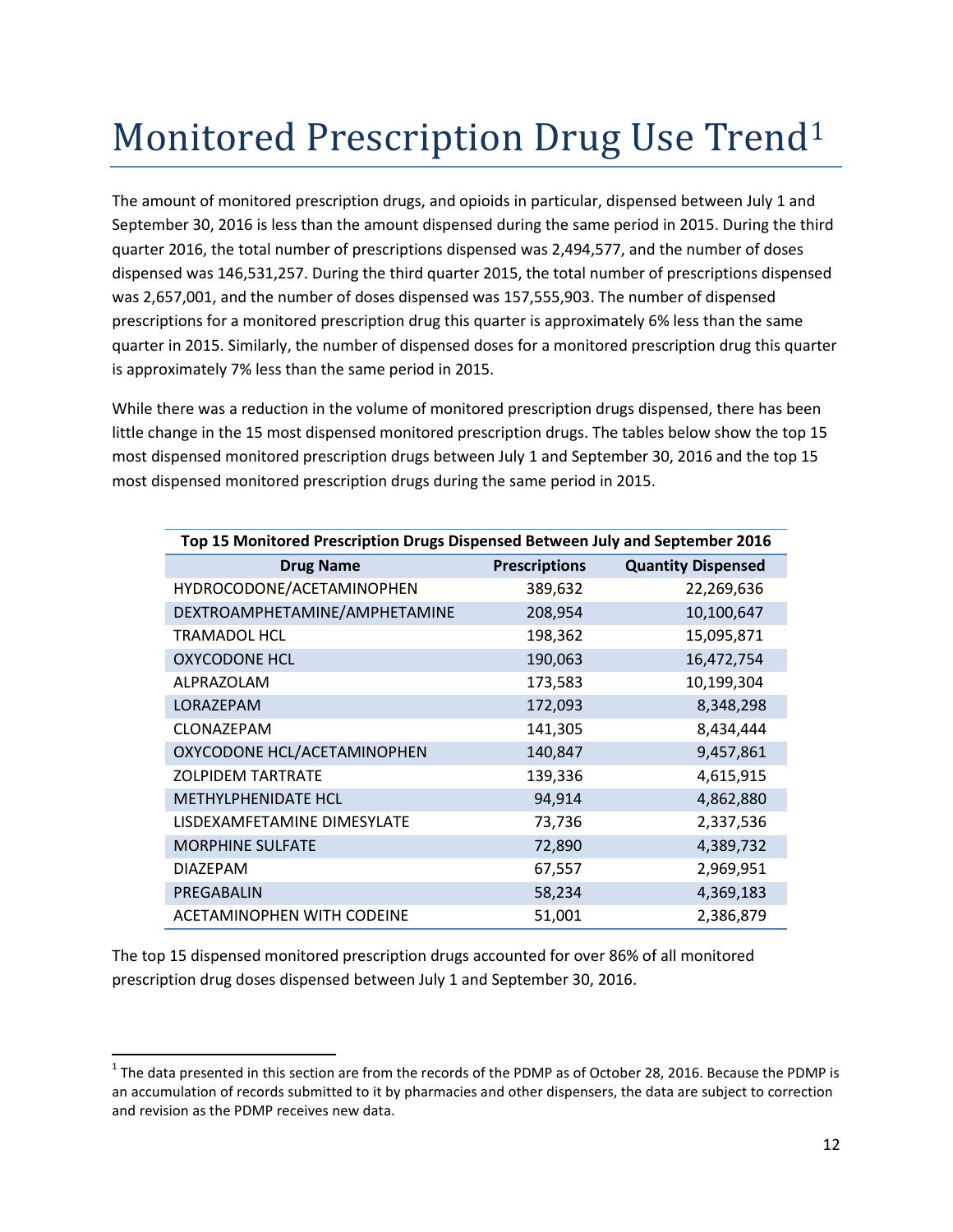# Monitored Prescription Drug Use Trend[1]

The amount of monitored prescription drugs, and opioids in particular, dispensed between July 1 and September 30, 2016 is less than the amount dispensed during the same period in 2015. During the third quarter 2016, the total number of prescriptions dispensed was 2,494,577, and the number of doses dispensed was 146,531,257. During the third quarter 2015, the total number of prescriptions dispensed was 2,657,001, and the number of doses dispensed was 157,555,903. The number of dispensed prescriptions for a monitored prescription drug this quarter is approximately 6% less than the same quarter in 2015. Similarly, the number of dispensed doses for a monitored prescription drug this quarter is approximately 7% less than the same period in 2015.

While there was a reduction in the volume of monitored prescription drugs dispensed, there has been little change in the 15 most dispensed monitored prescription drugs. The tables below show the top 15 most dispensed monitored prescription drugs between July 1 and September 30, 2016 and the top 15 most dispensed monitored prescription drugs during the same period in 2015.

**Top 15 Monitored Prescription Drugs Dispensed Between July and September 2016**

| Drug Name | Prescriptions | Quantity Dispensed |
|---|---|---|
| HYDROCODONE/ACETAMINOPHEN | 389,632 | 22,269,636 |
| DEXTROAMPHETAMINE/AMPHETAMINE | 208,954 | 10,100,647 |
| TRAMADOL HCL | 198,362 | 15,095,871 |
| OXYCODONE HCL | 190,063 | 16,472,754 |
| ALPRAZOLAM | 173,583 | 10,199,304 |
| LORAZEPAM | 172,093 | 8,348,298 |
| CLONAZEPAM | 141,305 | 8,434,444 |
| OXYCODONE HCL/ACETAMINOPHEN | 140,847 | 9,457,861 |
| ZOLPIDEM TARTRATE | 139,336 | 4,615,915 |
| METHYLPHENIDATE HCL | 94,914 | 4,862,880 |
| LISDEXAMFETAMINE DIMESYLATE | 73,736 | 2,337,536 |
| MORPHINE SULFATE | 72,890 | 4,389,732 |
| DIAZEPAM | 67,557 | 2,969,951 |
| PREGABALIN | 58,234 | 4,369,183 |
| ACETAMINOPHEN WITH CODEINE | 51,001 | 2,386,879 |

The top 15 dispensed monitored prescription drugs accounted for over 86% of all monitored prescription drug doses dispensed between July 1 and September 30, 2016.

[1] The data presented in this section are from the records of the PDMP as of October 28, 2016. Because the PDMP is an accumulation of records submitted to it by pharmacies and other dispensers, the data are subject to correction and revision as the PDMP receives new data.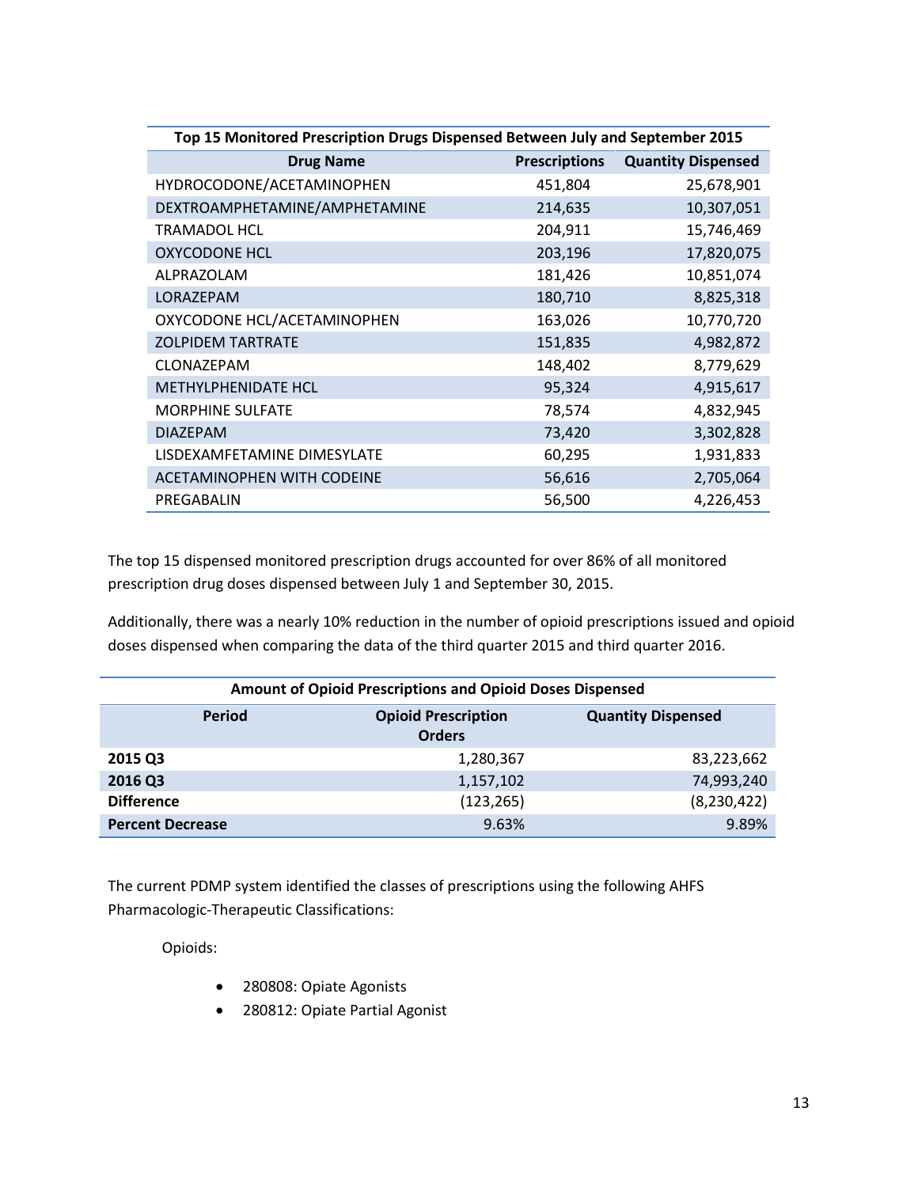| Top 15 Monitored Prescription Drugs Dispensed Between July and September 2015 | | |
|---|---|---|
| **Drug Name** | **Prescriptions** | **Quantity Dispensed** |
| HYDROCODONE/ACETAMINOPHEN | 451,804 | 25,678,901 |
| DEXTROAMPHETAMINE/AMPHETAMINE | 214,635 | 10,307,051 |
| TRAMADOL HCL | 204,911 | 15,746,469 |
| OXYCODONE HCL | 203,196 | 17,820,075 |
| ALPRAZOLAM | 181,426 | 10,851,074 |
| LORAZEPAM | 180,710 | 8,825,318 |
| OXYCODONE HCL/ACETAMINOPHEN | 163,026 | 10,770,720 |
| ZOLPIDEM TARTRATE | 151,835 | 4,982,872 |
| CLONAZEPAM | 148,402 | 8,779,629 |
| METHYLPHENIDATE HCL | 95,324 | 4,915,617 |
| MORPHINE SULFATE | 78,574 | 4,832,945 |
| DIAZEPAM | 73,420 | 3,302,828 |
| LISDEXAMFETAMINE DIMESYLATE | 60,295 | 1,931,833 |
| ACETAMINOPHEN WITH CODEINE | 56,616 | 2,705,064 |
| PREGABALIN | 56,500 | 4,226,453 |

The top 15 dispensed monitored prescription drugs accounted for over 86% of all monitored prescription drug doses dispensed between July 1 and September 30, 2015.

Additionally, there was a nearly 10% reduction in the number of opioid prescriptions issued and opioid doses dispensed when comparing the data of the third quarter 2015 and third quarter 2016.

| Amount of Opioid Prescriptions and Opioid Doses Dispensed | | |
|---|---|---|
| **Period** | **Opioid Prescription Orders** | **Quantity Dispensed** |
| **2015 Q3** | 1,280,367 | 83,223,662 |
| **2016 Q3** | 1,157,102 | 74,993,240 |
| **Difference** | (123,265) | (8,230,422) |
| **Percent Decrease** | 9.63% | 9.89% |

The current PDMP system identified the classes of prescriptions using the following AHFS Pharmacologic-Therapeutic Classifications:

Opioids:

- 280808: Opiate Agonists
- 280812: Opiate Partial Agonist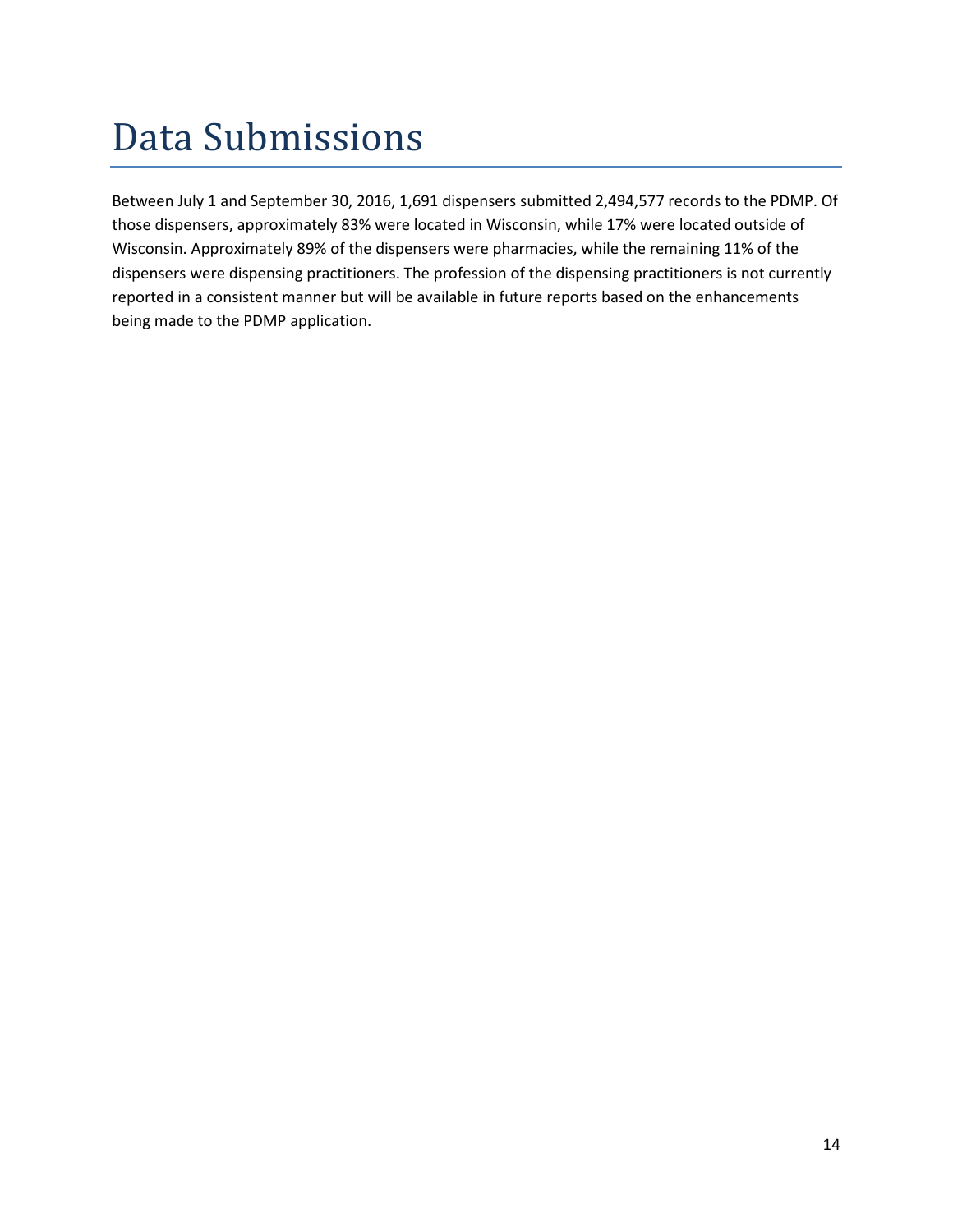# Data Submissions

Between July 1 and September 30, 2016, 1,691 dispensers submitted 2,494,577 records to the PDMP. Of those dispensers, approximately 83% were located in Wisconsin, while 17% were located outside of Wisconsin. Approximately 89% of the dispensers were pharmacies, while the remaining 11% of the dispensers were dispensing practitioners. The profession of the dispensing practitioners is not currently reported in a consistent manner but will be available in future reports based on the enhancements being made to the PDMP application.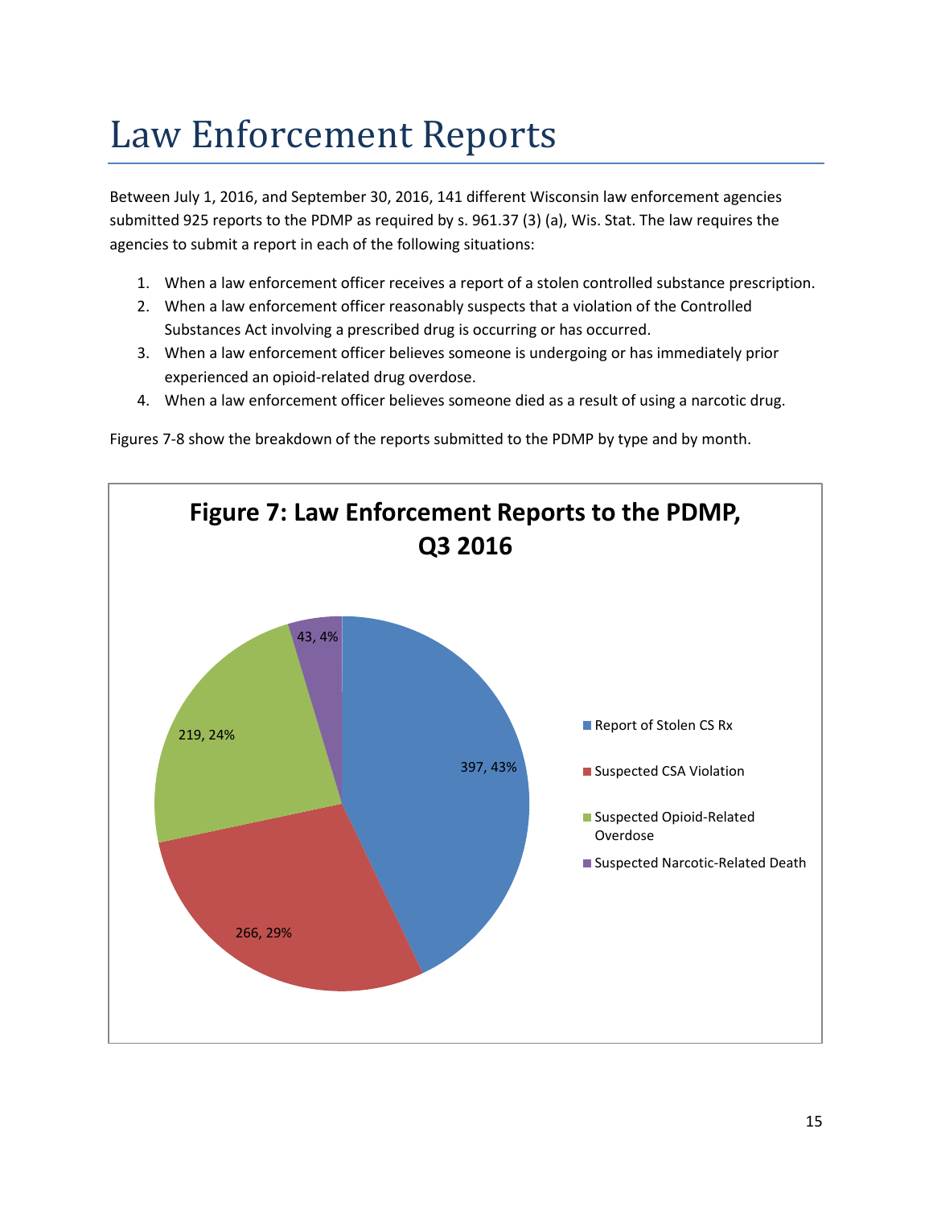# Law Enforcement Reports

Between July 1, 2016, and September 30, 2016, 141 different Wisconsin law enforcement agencies submitted 925 reports to the PDMP as required by s. 961.37 (3) (a), Wis. Stat. The law requires the agencies to submit a report in each of the following situations:

1. When a law enforcement officer receives a report of a stolen controlled substance prescription.
2. When a law enforcement officer reasonably suspects that a violation of the Controlled Substances Act involving a prescribed drug is occurring or has occurred.
3. When a law enforcement officer believes someone is undergoing or has immediately prior experienced an opioid-related drug overdose.
4. When a law enforcement officer believes someone died as a result of using a narcotic drug.

Figures 7-8 show the breakdown of the reports submitted to the PDMP by type and by month.

**Figure 7: Law Enforcement Reports to the PDMP, Q3 2016**

| Report Type | Count, Percent |
|---|---|
| Report of Stolen CS Rx | 397, 43% |
| Suspected CSA Violation | 266, 29% |
| Suspected Opioid-Related Overdose | 219, 24% |
| Suspected Narcotic-Related Death | 43, 4% |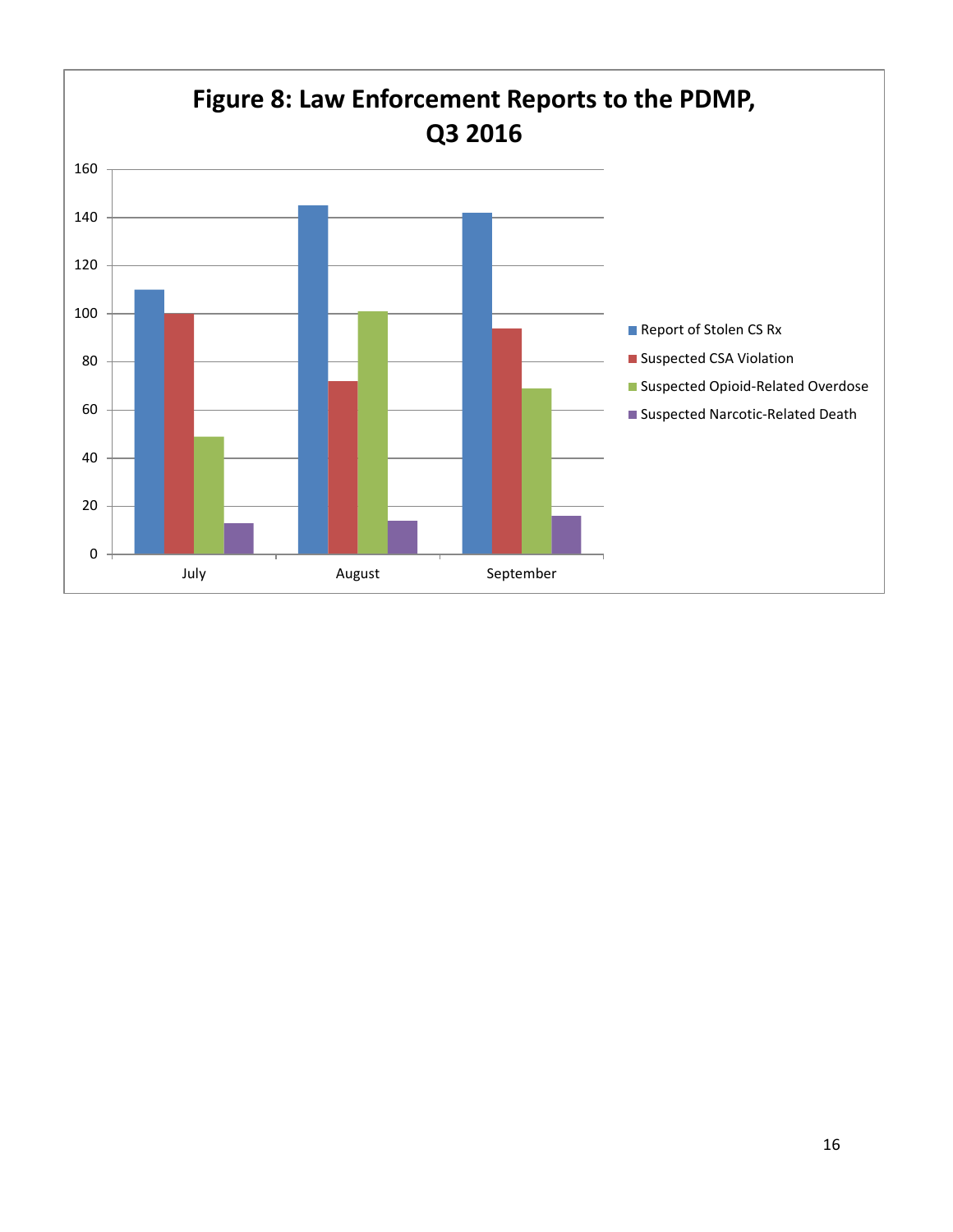**Figure 8: Law Enforcement Reports to the PDMP, Q3 2016**

- Report of Stolen CS Rx
- Suspected CSA Violation
- Suspected Opioid-Related Overdose
- Suspected Narcotic-Related Death

July | August | September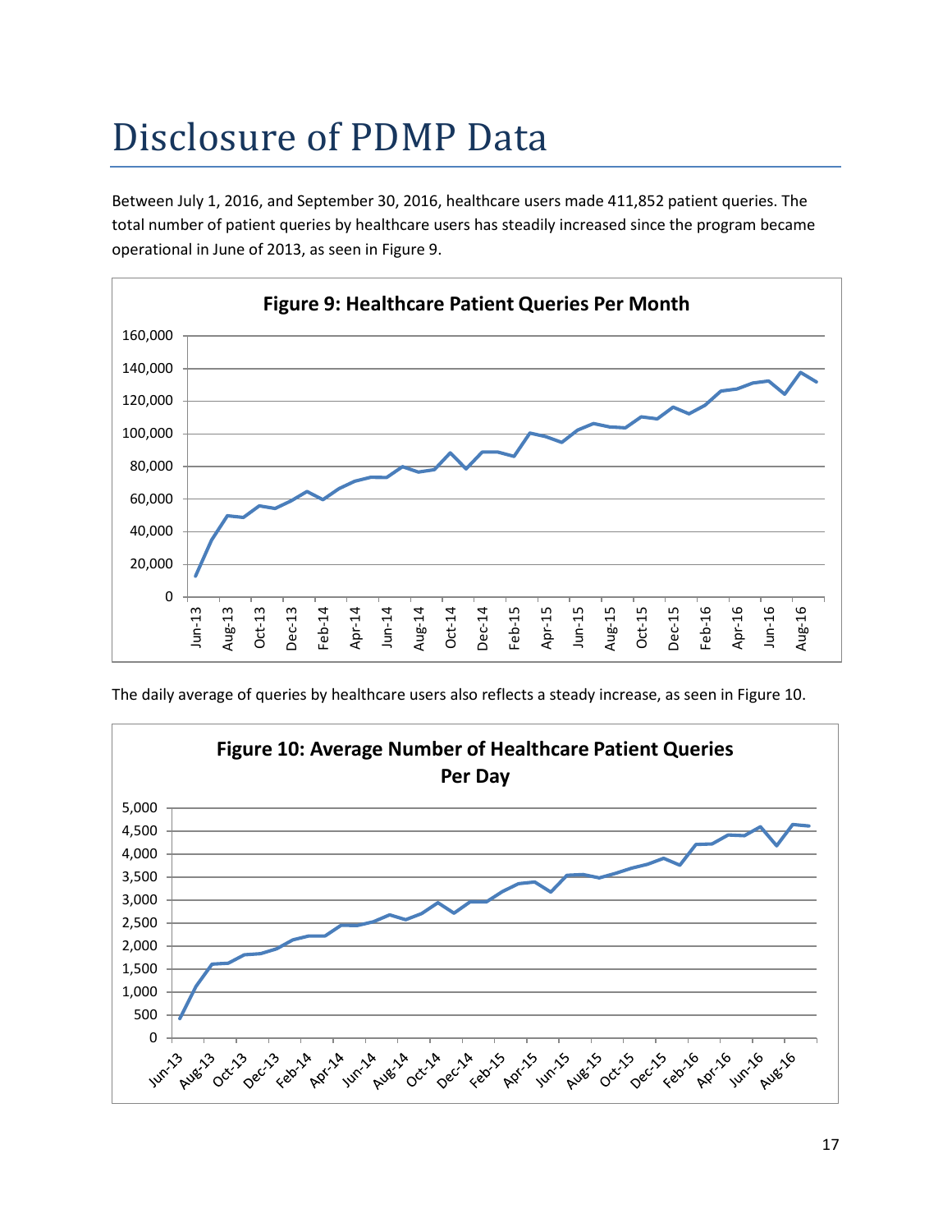# Disclosure of PDMP Data

Between July 1, 2016, and September 30, 2016, healthcare users made 411,852 patient queries. The total number of patient queries by healthcare users has steadily increased since the program became operational in June of 2013, as seen in Figure 9.

**Figure 9: Healthcare Patient Queries Per Month**

The daily average of queries by healthcare users also reflects a steady increase, as seen in Figure 10.

**Figure 10: Average Number of Healthcare Patient Queries Per Day**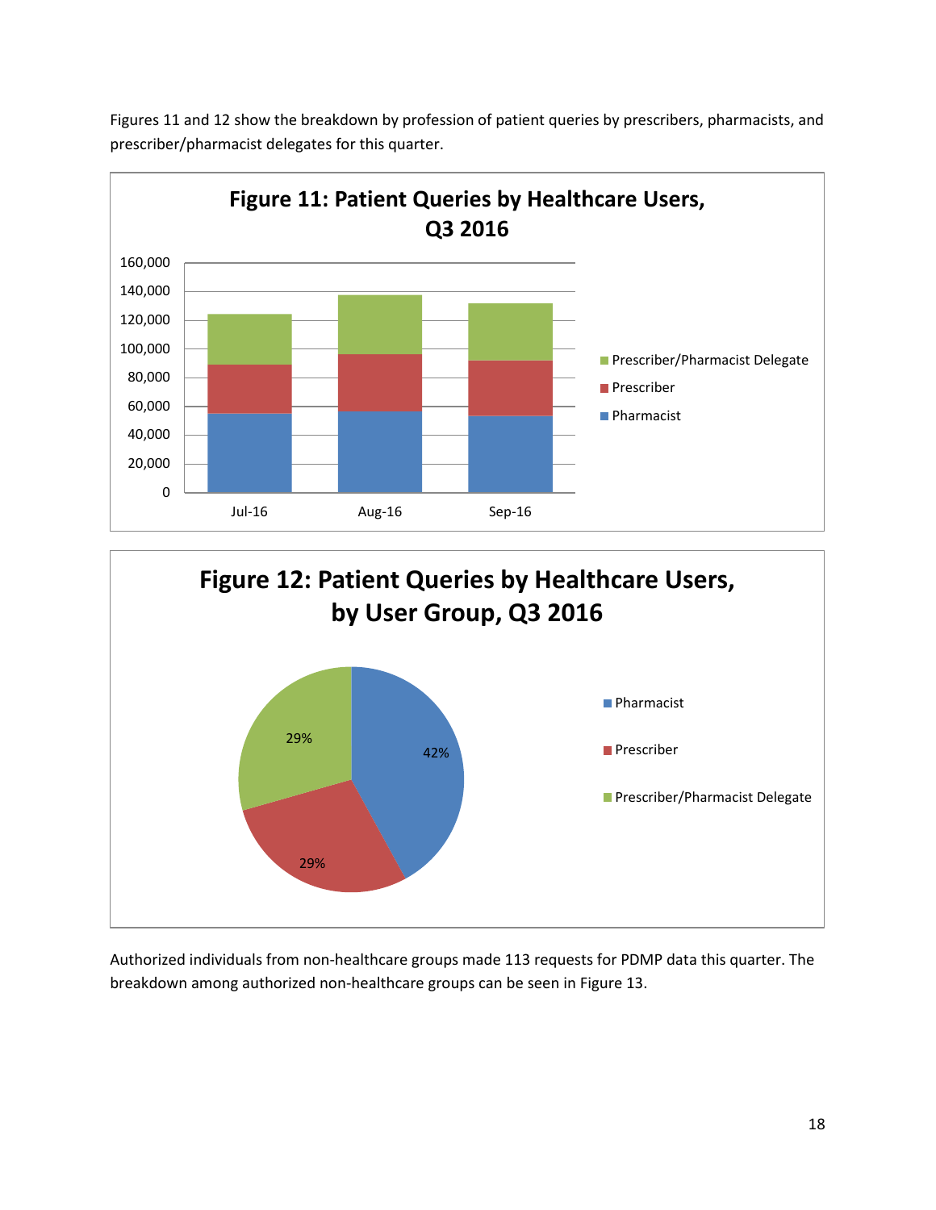Figures 11 and 12 show the breakdown by profession of patient queries by prescribers, pharmacists, and prescriber/pharmacist delegates for this quarter.

**Figure 11: Patient Queries by Healthcare Users, Q3 2016**

**Figure 12: Patient Queries by Healthcare Users, by User Group, Q3 2016**

Authorized individuals from non-healthcare groups made 113 requests for PDMP data this quarter. The breakdown among authorized non-healthcare groups can be seen in Figure 13.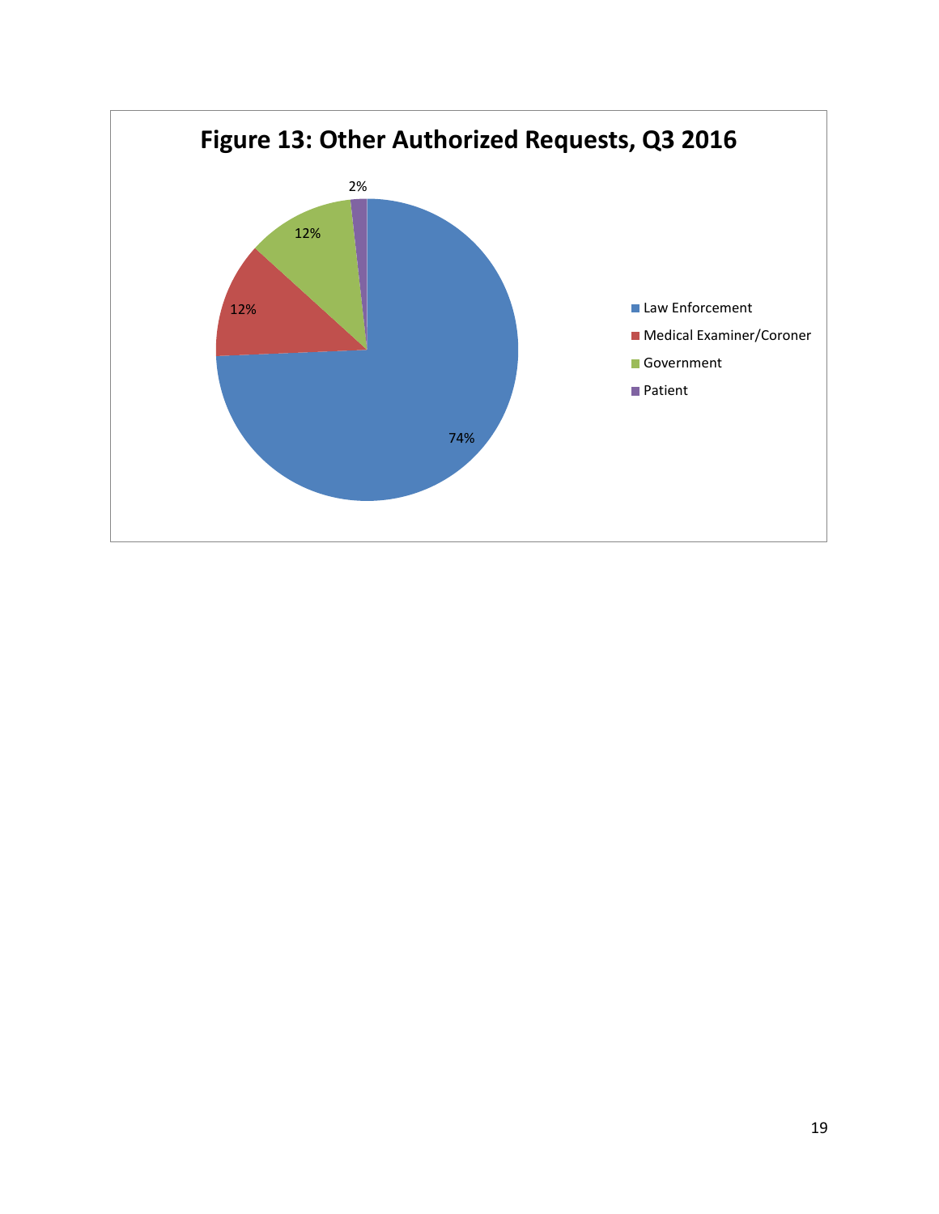**Figure 13: Other Authorized Requests, Q3 2016**

| Category | Percentage |
|---|---|
| Law Enforcement | 74% |
| Medical Examiner/Coroner | 12% |
| Government | 12% |
| Patient | 2% |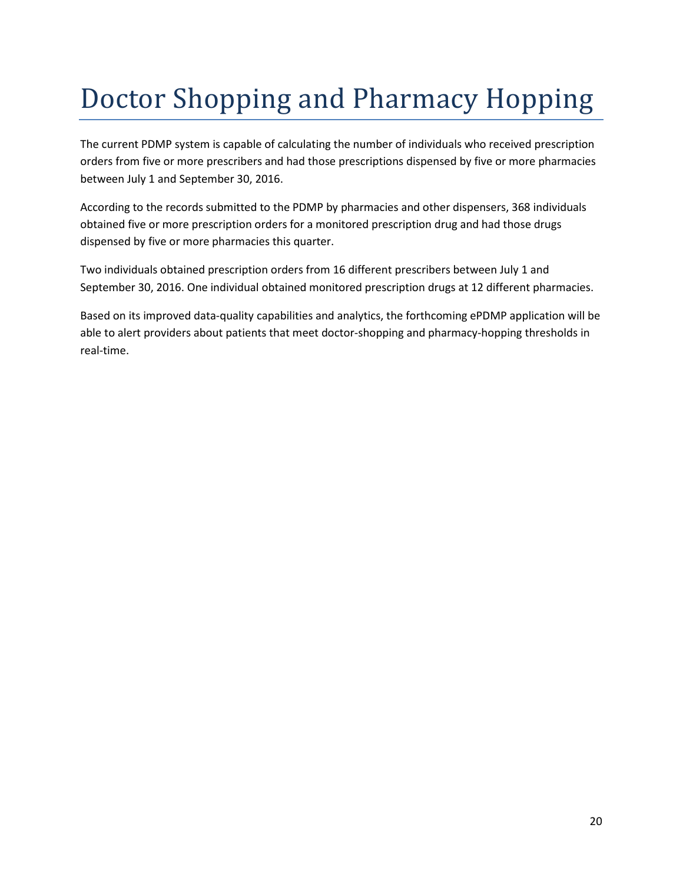# Doctor Shopping and Pharmacy Hopping

The current PDMP system is capable of calculating the number of individuals who received prescription orders from five or more prescribers and had those prescriptions dispensed by five or more pharmacies between July 1 and September 30, 2016.

According to the records submitted to the PDMP by pharmacies and other dispensers, 368 individuals obtained five or more prescription orders for a monitored prescription drug and had those drugs dispensed by five or more pharmacies this quarter.

Two individuals obtained prescription orders from 16 different prescribers between July 1 and September 30, 2016. One individual obtained monitored prescription drugs at 12 different pharmacies.

Based on its improved data-quality capabilities and analytics, the forthcoming ePDMP application will be able to alert providers about patients that meet doctor-shopping and pharmacy-hopping thresholds in real-time.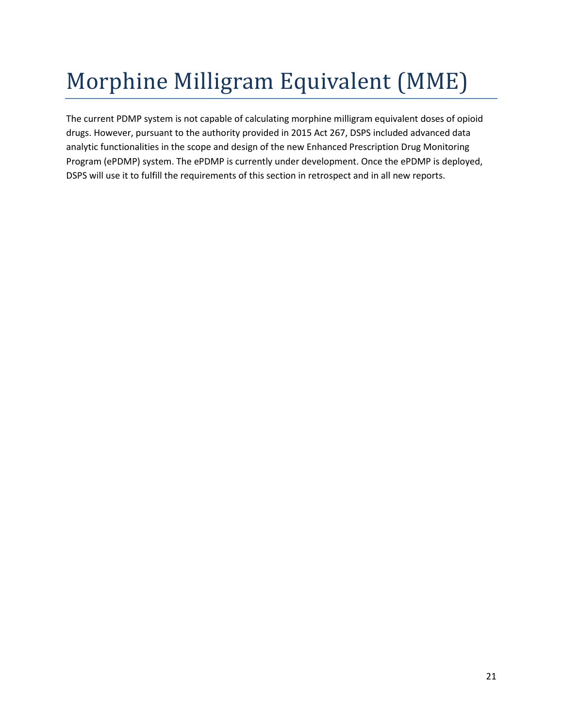# Morphine Milligram Equivalent (MME)

The current PDMP system is not capable of calculating morphine milligram equivalent doses of opioid drugs. However, pursuant to the authority provided in 2015 Act 267, DSPS included advanced data analytic functionalities in the scope and design of the new Enhanced Prescription Drug Monitoring Program (ePDMP) system. The ePDMP is currently under development. Once the ePDMP is deployed, DSPS will use it to fulfill the requirements of this section in retrospect and in all new reports.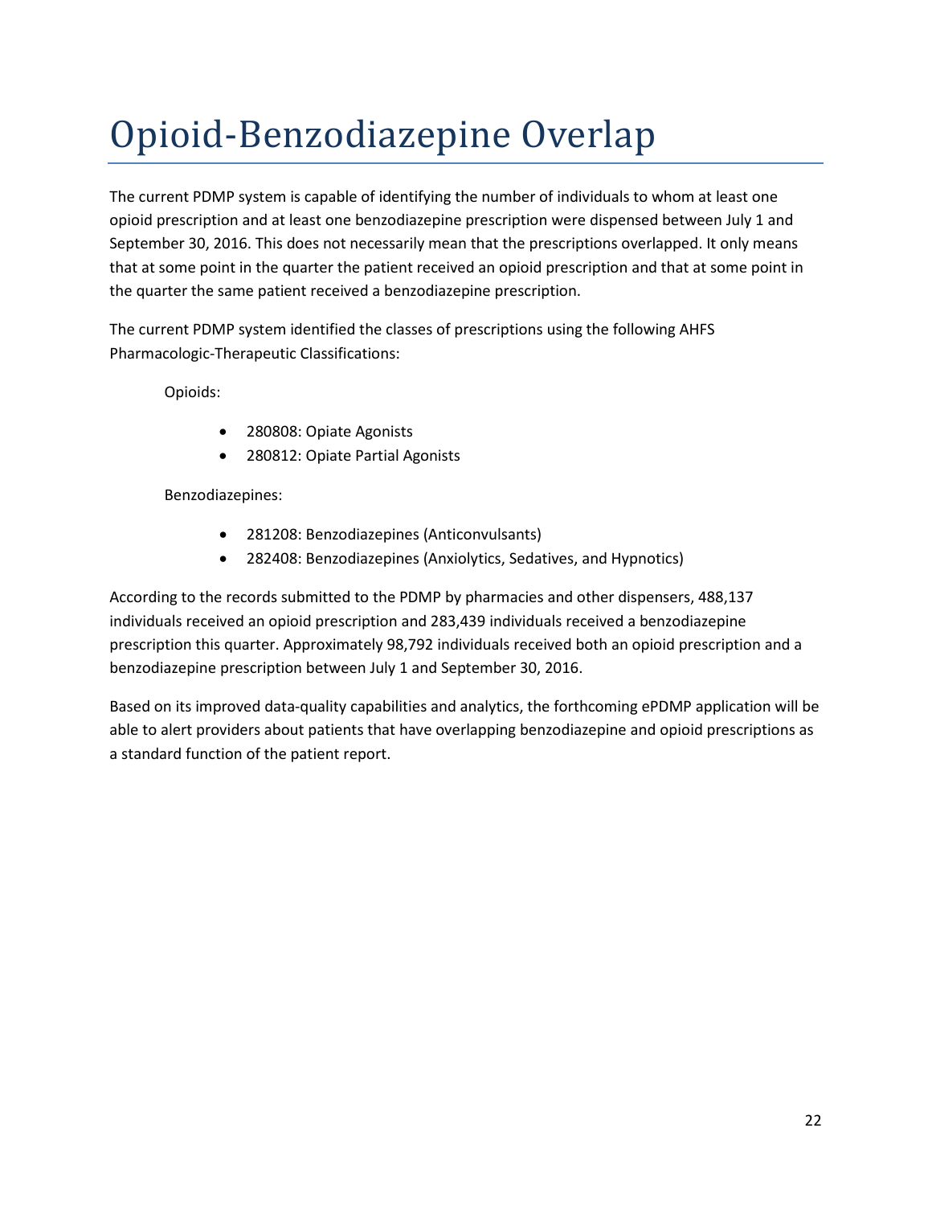# Opioid-Benzodiazepine Overlap

The current PDMP system is capable of identifying the number of individuals to whom at least one opioid prescription and at least one benzodiazepine prescription were dispensed between July 1 and September 30, 2016. This does not necessarily mean that the prescriptions overlapped. It only means that at some point in the quarter the patient received an opioid prescription and that at some point in the quarter the same patient received a benzodiazepine prescription.

The current PDMP system identified the classes of prescriptions using the following AHFS Pharmacologic-Therapeutic Classifications:

Opioids:

- 280808: Opiate Agonists
- 280812: Opiate Partial Agonists

Benzodiazepines:

- 281208: Benzodiazepines (Anticonvulsants)
- 282408: Benzodiazepines (Anxiolytics, Sedatives, and Hypnotics)

According to the records submitted to the PDMP by pharmacies and other dispensers, 488,137 individuals received an opioid prescription and 283,439 individuals received a benzodiazepine prescription this quarter. Approximately 98,792 individuals received both an opioid prescription and a benzodiazepine prescription between July 1 and September 30, 2016.

Based on its improved data-quality capabilities and analytics, the forthcoming ePDMP application will be able to alert providers about patients that have overlapping benzodiazepine and opioid prescriptions as a standard function of the patient report.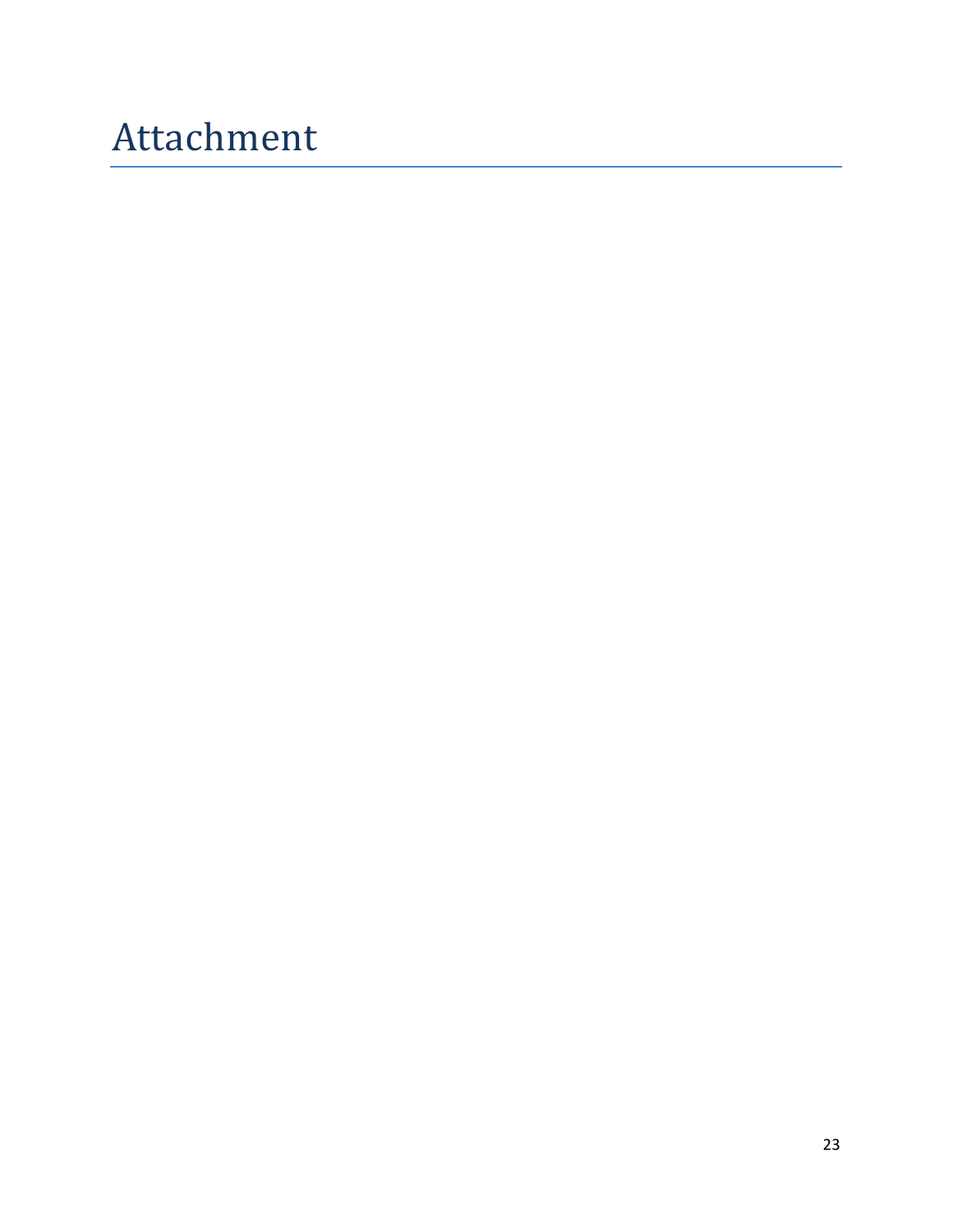# Attachment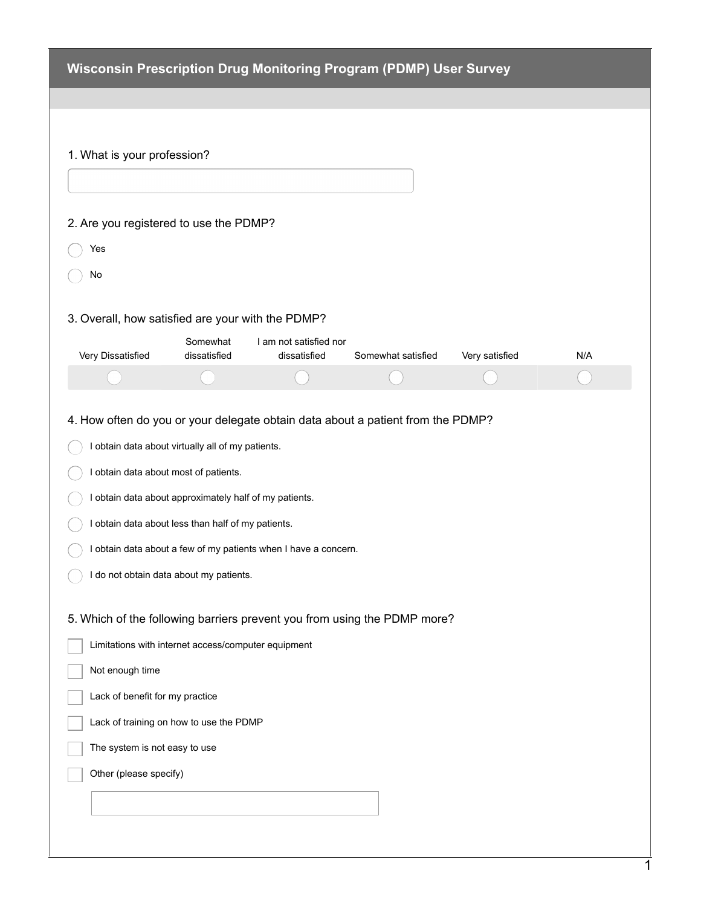## Wisconsin Prescription Drug Monitoring Program (PDMP) User Survey

1. What is your profession?

\_\_\_\_\_\_\_\_\_\_\_\_\_\_\_\_\_\_\_\_\_\_\_\_\_\_\_\_\_\_

2. Are you registered to use the PDMP?

- ○ Yes
- ○ No

3. Overall, how satisfied are your with the PDMP?

| Very Dissatisfied | Somewhat dissatisfied | I am not satisfied nor dissatisfied | Somewhat satisfied | Very satisfied | N/A |
|---|---|---|---|---|---|
| ○ | ○ | ○ | ○ | ○ | ○ |

4. How often do you or your delegate obtain data about a patient from the PDMP?

- ○ I obtain data about virtually all of my patients.
- ○ I obtain data about most of patients.
- ○ I obtain data about approximately half of my patients.
- ○ I obtain data about less than half of my patients.
- ○ I obtain data about a few of my patients when I have a concern.
- ○ I do not obtain data about my patients.

5. Which of the following barriers prevent you from using the PDMP more?

- ☐ Limitations with internet access/computer equipment
- ☐ Not enough time
- ☐ Lack of benefit for my practice
- ☐ Lack of training on how to use the PDMP
- ☐ The system is not easy to use
- ☐ Other (please specify)

\_\_\_\_\_\_\_\_\_\_\_\_\_\_\_\_\_\_\_\_\_\_\_\_\_\_\_\_\_\_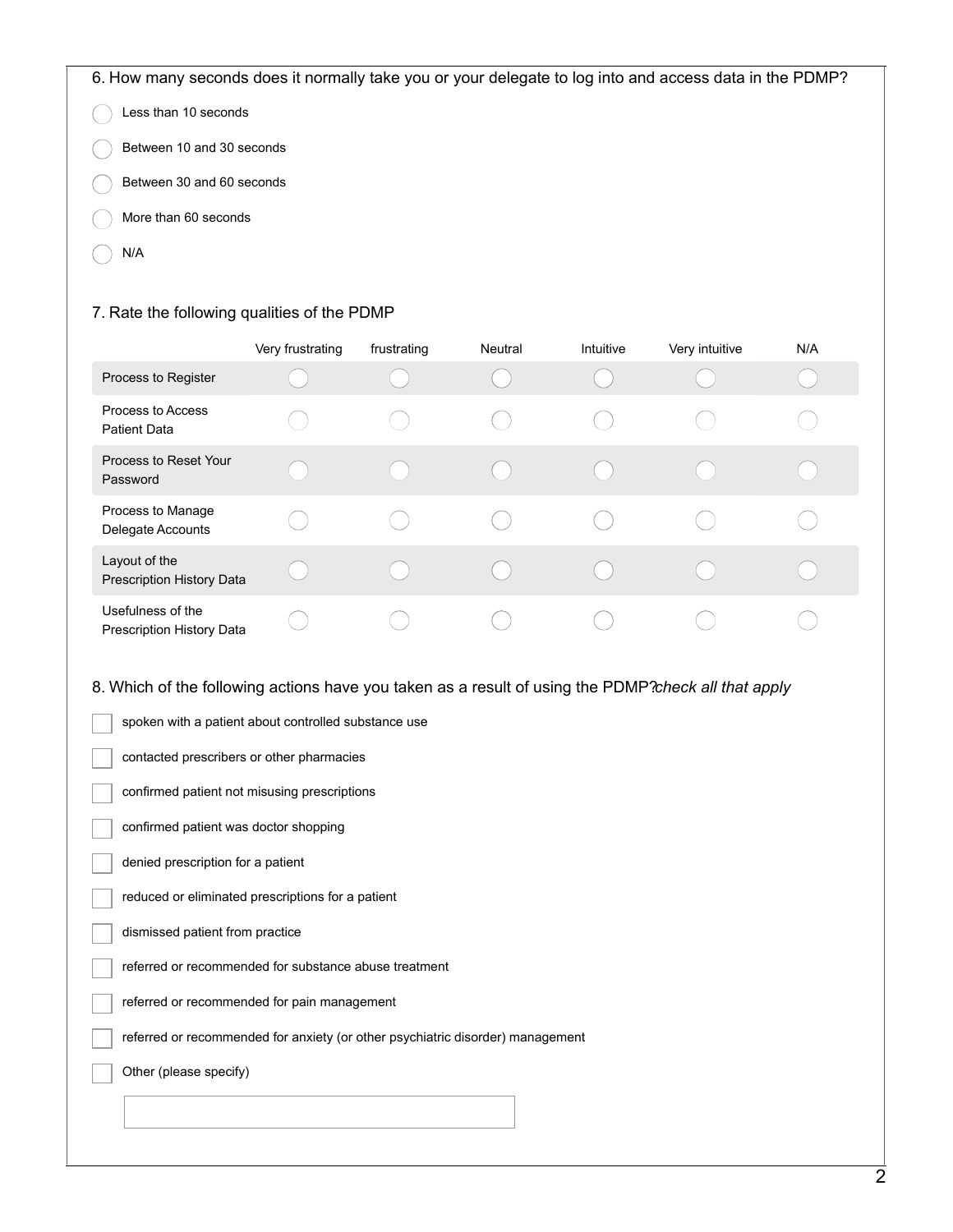6. How many seconds does it normally take you or your delegate to log into and access data in the PDMP?

- ◯ Less than 10 seconds
- ◯ Between 10 and 30 seconds
- ◯ Between 30 and 60 seconds
- ◯ More than 60 seconds
- ◯ N/A

7. Rate the following qualities of the PDMP

| | Very frustrating | frustrating | Neutral | Intuitive | Very intuitive | N/A |
|---|---|---|---|---|---|---|
| Process to Register | ◯ | ◯ | ◯ | ◯ | ◯ | ◯ |
| Process to Access Patient Data | ◯ | ◯ | ◯ | ◯ | ◯ | ◯ |
| Process to Reset Your Password | ◯ | ◯ | ◯ | ◯ | ◯ | ◯ |
| Process to Manage Delegate Accounts | ◯ | ◯ | ◯ | ◯ | ◯ | ◯ |
| Layout of the Prescription History Data | ◯ | ◯ | ◯ | ◯ | ◯ | ◯ |
| Usefulness of the Prescription History Data | ◯ | ◯ | ◯ | ◯ | ◯ | ◯ |

8. Which of the following actions have you taken as a result of using the PDMP?*check all that apply*

- ☐ spoken with a patient about controlled substance use
- ☐ contacted prescribers or other pharmacies
- ☐ confirmed patient not misusing prescriptions
- ☐ confirmed patient was doctor shopping
- ☐ denied prescription for a patient
- ☐ reduced or eliminated prescriptions for a patient
- ☐ dismissed patient from practice
- ☐ referred or recommended for substance abuse treatment
- ☐ referred or recommended for pain management
- ☐ referred or recommended for anxiety (or other psychiatric disorder) management
- ☐ Other (please specify)

______________________________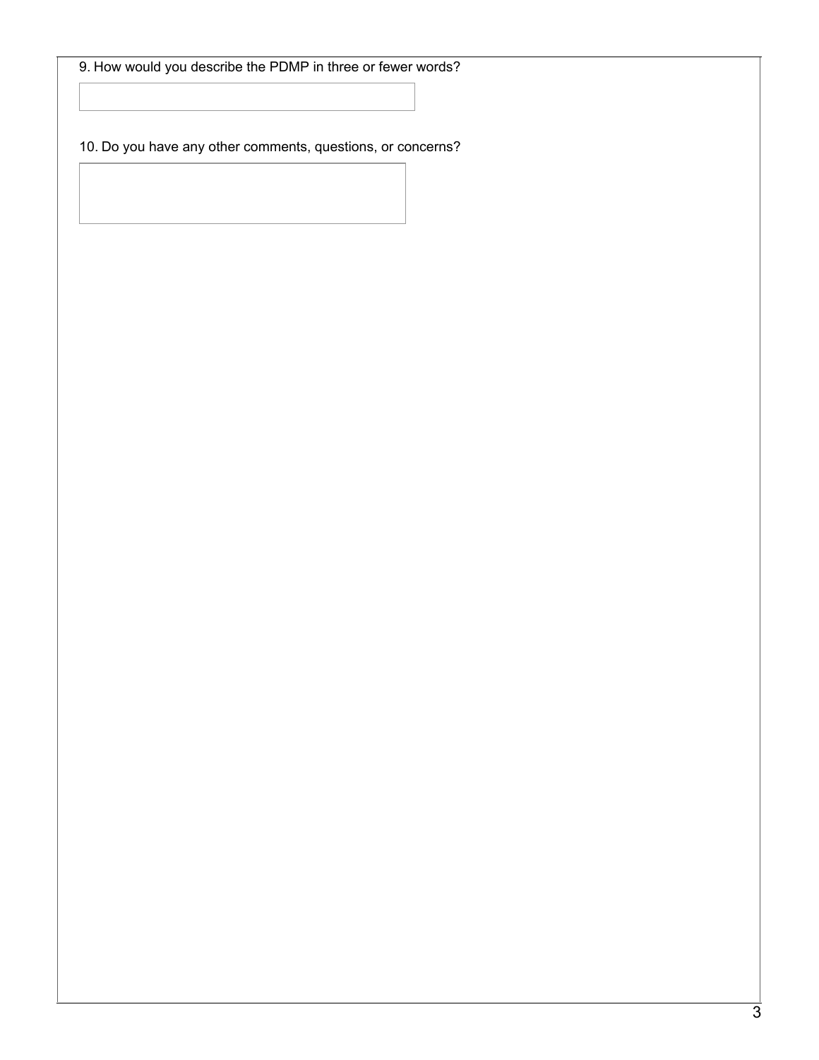9. How would you describe the PDMP in three or fewer words?

10. Do you have any other comments, questions, or concerns?